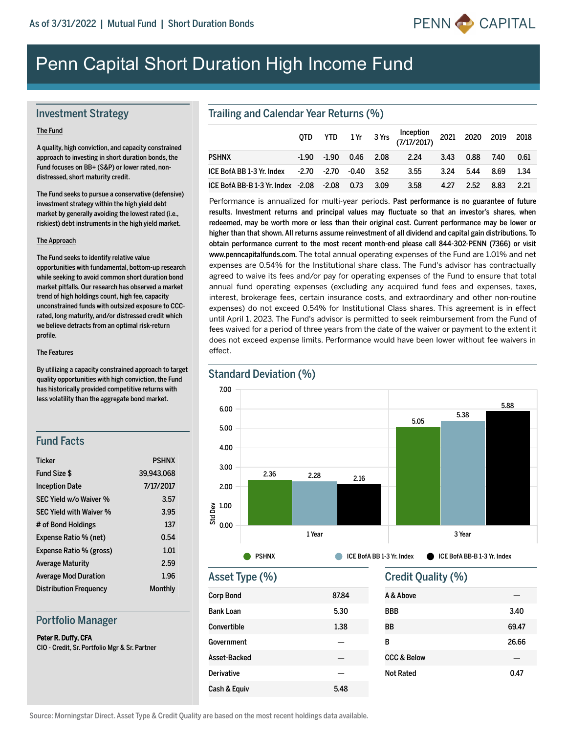As of 3/31/2022 | Mutual Fund | Short Duration Bonds

PENN CAPITAL

# Penn Capital Short Duration High Income Fund

## Investment Strategy

The Fund

A quality, high conviction, and capacity constrained approach to investing in short duration bonds, the Fund focuses on BB+ (S&P) or lower rated, non-distressed, short maturity credit.

The Fund seeks to pursue a conservative (defensive) investment strategy within the high yield debt market by generally avoiding the lowest rated (i.e., riskiest) debt instruments in the high yield market.

The Approach

The Fund seeks to identify relative value opportunities with fundamental, bottom-up research while seeking to avoid common short duration bond market pitfalls. Our research has observed a market trend of high holdings count, high fee, capacity unconstrained funds with outsized exposure to CCC-rated, long maturity, and/or distressed credit which we believe detracts from an optimal risk-return profile.

The Features

By utilizing a capacity constrained approach to target quality opportunities with high conviction, the Fund has historically provided competitive returns with less volatility than the aggregate bond market.

## Fund Facts

| | |
|---|---|
| Ticker | PSHNX |
| Fund Size $ | 39,943,068 |
| Inception Date | 7/17/2017 |
| SEC Yield w/o Waiver % | 3.57 |
| SEC Yield with Waiver % | 3.95 |
| # of Bond Holdings | 137 |
| Expense Ratio % (net) | 0.54 |
| Expense Ratio % (gross) | 1.01 |
| Average Maturity | 2.59 |
| Average Mod Duration | 1.96 |
| Distribution Frequency | Monthly |

## Portfolio Manager

**Peter R. Duffy, CFA**
CIO - Credit, Sr. Portfolio Mgr & Sr. Partner

## Trailing and Calendar Year Returns (%)

| | QTD | YTD | 1 Yr | 3 Yrs | Inception (7/17/2017) | 2021 | 2020 | 2019 | 2018 |
|---|---|---|---|---|---|---|---|---|---|
| PSHNX | -1.90 | -1.90 | 0.46 | 2.08 | 2.24 | 3.43 | 0.88 | 7.40 | 0.61 |
| ICE BofA BB 1-3 Yr. Index | -2.70 | -2.70 | -0.40 | 3.52 | 3.55 | 3.24 | 5.44 | 8.69 | 1.34 |
| ICE BofA BB-B 1-3 Yr. Index | -2.08 | -2.08 | 0.73 | 3.09 | 3.58 | 4.27 | 2.52 | 8.83 | 2.21 |

Performance is annualized for multi-year periods. **Past performance is no guarantee of future results. Investment returns and principal values may fluctuate so that an investor's shares, when redeemed, may be worth more or less than their original cost. Current performance may be lower or higher than that shown. All returns assume reinvestment of all dividend and capital gain distributions. To obtain performance current to the most recent month-end please call 844-302-PENN (7366) or visit www.penncapitalfunds.com.** The total annual operating expenses of the Fund are 1.01% and net expenses are 0.54% for the Institutional share class. The Fund's advisor has contractually agreed to waive its fees and/or pay for operating expenses of the Fund to ensure that total annual fund operating expenses (excluding any acquired fund fees and expenses, taxes, interest, brokerage fees, certain insurance costs, and extraordinary and other non-routine expenses) do not exceed 0.54% for Institutional Class shares. This agreement is in effect until April 1, 2023. The Fund's advisor is permitted to seek reimbursement from the Fund of fees waived for a period of three years from the date of the waiver or payment to the extent it does not exceed expense limits. Performance would have been lower without fee waivers in effect.

## Standard Deviation (%)

| Std Dev | PSHNX | ICE BofA BB 1-3 Yr. Index | ICE BofA BB-B 1-3 Yr. Index |
|---|---|---|---|
| 1 Year | 2.36 | 2.28 | 2.16 |
| 3 Year | 5.05 | 5.38 | 5.88 |

## Asset Type (%)

| | |
|---|---|
| Corp Bond | 87.84 |
| Bank Loan | 5.30 |
| Convertible | 1.38 |
| Government | — |
| Asset-Backed | — |
| Derivative | — |
| Cash & Equiv | 5.48 |

## Credit Quality (%)

| | |
|---|---|
| A & Above | — |
| BBB | 3.40 |
| BB | 69.47 |
| B | 26.66 |
| CCC & Below | — |
| Not Rated | 0.47 |

Source: Morningstar Direct. Asset Type & Credit Quality are based on the most recent holdings data available.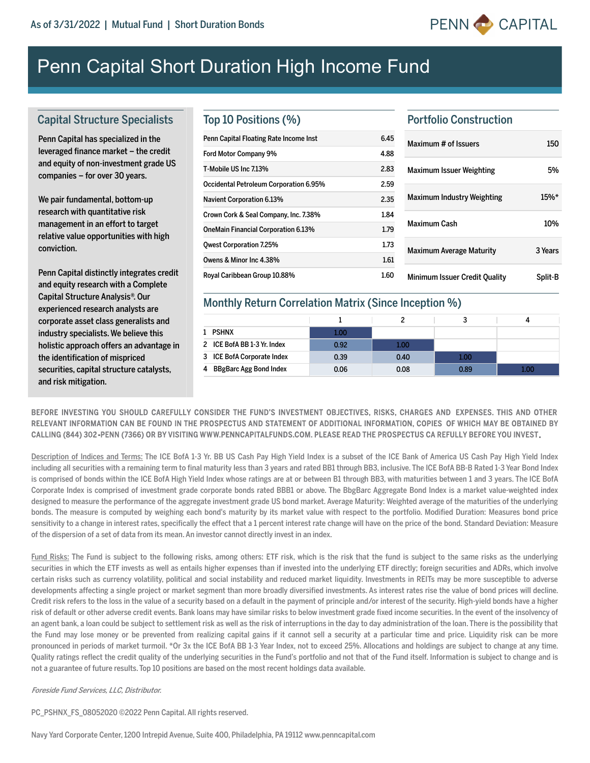As of 3/31/2022 | Mutual Fund | Short Duration Bonds

PENN CAPITAL

# Penn Capital Short Duration High Income Fund

## Capital Structure Specialists

Penn Capital has specialized in the leveraged finance market – the credit and equity of non-investment grade US companies – for over 30 years.

We pair fundamental, bottom-up research with quantitative risk management in an effort to target relative value opportunities with high conviction.

Penn Capital distinctly integrates credit and equity research with a Complete Capital Structure Analysis®. Our experienced research analysts are corporate asset class generalists and industry specialists. We believe this holistic approach offers an advantage in the identification of mispriced securities, capital structure catalysts, and risk mitigation.

## Top 10 Positions (%)

| | |
|---|---|
| Penn Capital Floating Rate Income Inst | 6.45 |
| Ford Motor Company 9% | 4.88 |
| T-Mobile US Inc 7.13% | 2.83 |
| Occidental Petroleum Corporation 6.95% | 2.59 |
| Navient Corporation 6.13% | 2.35 |
| Crown Cork & Seal Company, Inc. 7.38% | 1.84 |
| OneMain Financial Corporation 6.13% | 1.79 |
| Qwest Corporation 7.25% | 1.73 |
| Owens & Minor Inc 4.38% | 1.61 |
| Royal Caribbean Group 10.88% | 1.60 |

## Portfolio Construction

| | |
|---|---|
| Maximum # of Issuers | 150 |
| Maximum Issuer Weighting | 5% |
| Maximum Industry Weighting | 15%* |
| Maximum Cash | 10% |
| Maximum Average Maturity | 3 Years |
| Minimum Issuer Credit Quality | Split-B |

## Monthly Return Correlation Matrix (Since Inception %)

| | 1 | 2 | 3 | 4 |
|---|---|---|---|---|
| 1 PSHNX | 1.00 | | | |
| 2 ICE BofA BB 1-3 Yr. Index | 0.92 | 1.00 | | |
| 3 ICE BofA Corporate Index | 0.39 | 0.40 | 1.00 | |
| 4 BBgBarc Agg Bond Index | 0.06 | 0.08 | 0.89 | 1.00 |

BEFORE INVESTING YOU SHOULD CAREFULLY CONSIDER THE FUND'S INVESTMENT OBJECTIVES, RISKS, CHARGES AND EXPENSES. THIS AND OTHER RELEVANT INFORMATION CAN BE FOUND IN THE PROSPECTUS AND STATEMENT OF ADDITIONAL INFORMATION, COPIES OF WHICH MAY BE OBTAINED BY CALLING (844) 302-PENN (7366) OR BY VISITING WWW.PENNCAPITALFUNDS.COM. PLEASE READ THE PROSPECTUS CA REFULLY BEFORE YOU INVEST.

Description of Indices and Terms: The ICE BofA 1-3 Yr. BB US Cash Pay High Yield Index is a subset of the ICE Bank of America US Cash Pay High Yield Index including all securities with a remaining term to final maturity less than 3 years and rated BB1 through BB3, inclusive. The ICE BofA BB-B Rated 1-3 Year Bond Index is comprised of bonds within the ICE BofA High Yield Index whose ratings are at or between B1 through BB3, with maturities between 1 and 3 years. The ICE BofA Corporate Index is comprised of investment grade corporate bonds rated BBB1 or above. The BbgBarc Aggregate Bond Index is a market value-weighted index designed to measure the performance of the aggregate investment grade US bond market. Average Maturity: Weighted average of the maturities of the underlying bonds. The measure is computed by weighing each bond's maturity by its market value with respect to the portfolio. Modified Duration: Measures bond price sensitivity to a change in interest rates, specifically the effect that a 1 percent interest rate change will have on the price of the bond. Standard Deviation: Measure of the dispersion of a set of data from its mean. An investor cannot directly invest in an index.

Fund Risks: The Fund is subject to the following risks, among others: ETF risk, which is the risk that the fund is subject to the same risks as the underlying securities in which the ETF invests as well as entails higher expenses than if invested into the underlying ETF directly; foreign securities and ADRs, which involve certain risks such as currency volatility, political and social instability and reduced market liquidity. Investments in REITs may be more susceptible to adverse developments affecting a single project or market segment than more broadly diversified investments. As interest rates rise the value of bond prices will decline. Credit risk refers to the loss in the value of a security based on a default in the payment of principle and/or interest of the security. High-yield bonds have a higher risk of default or other adverse credit events. Bank loans may have similar risks to below investment grade fixed income securities. In the event of the insolvency of an agent bank, a loan could be subject to settlement risk as well as the risk of interruptions in the day to day administration of the loan. There is the possibility that the Fund may lose money or be prevented from realizing capital gains if it cannot sell a security at a particular time and price. Liquidity risk can be more pronounced in periods of market turmoil. *Or 3x the ICE BofA BB 1-3 Year Index, not to exceed 25%. Allocations and holdings are subject to change at any time. Quality ratings reflect the credit quality of the underlying securities in the Fund's portfolio and not that of the Fund itself. Information is subject to change and is not a guarantee of future results. Top 10 positions are based on the most recent holdings data available.

*Foreside Fund Services, LLC, Distributor.*

PC_PSHNX_FS_08052020 ©2022 Penn Capital. All rights reserved.

Navy Yard Corporate Center, 1200 Intrepid Avenue, Suite 400, Philadelphia, PA 19112 www.penncapital.com